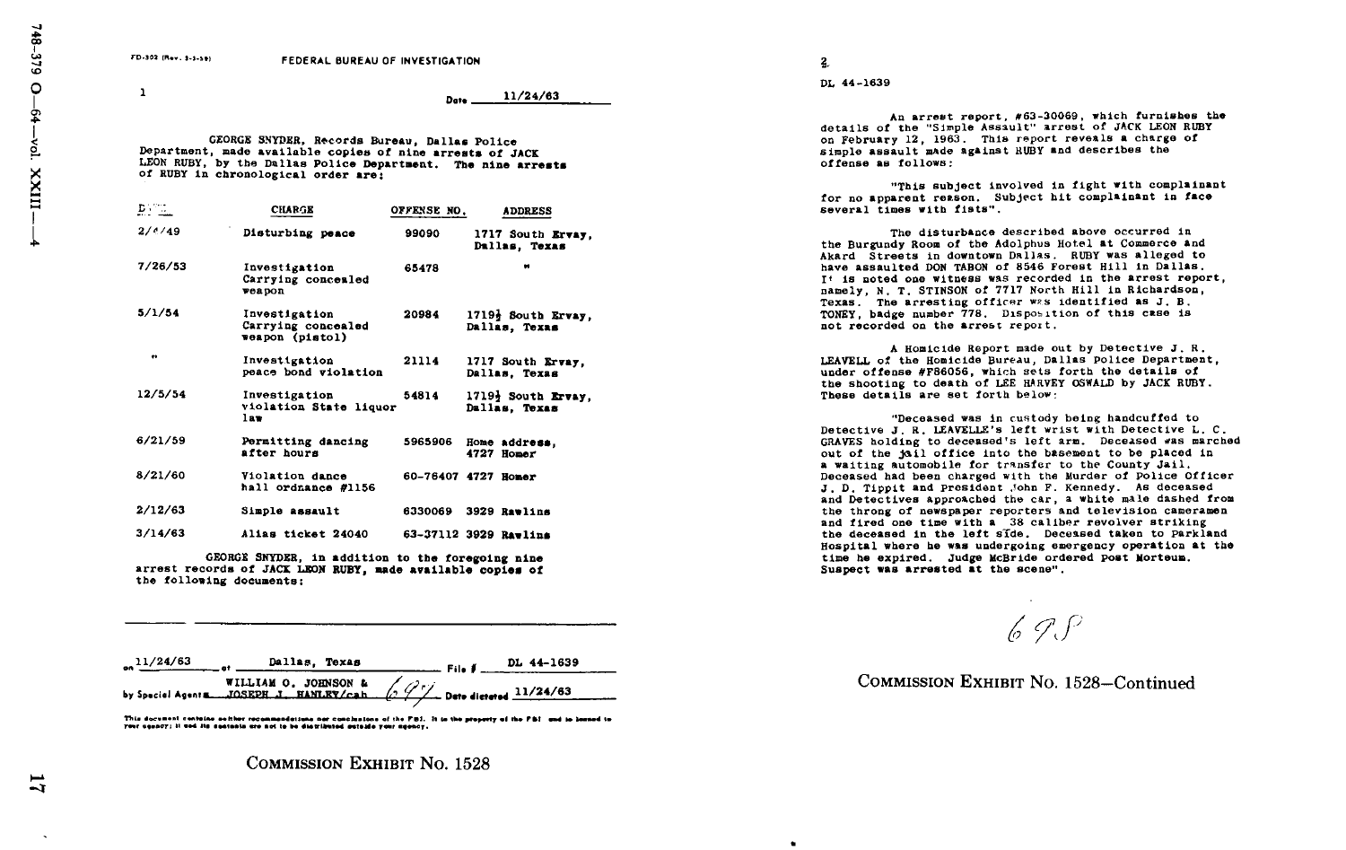FD-302 (Rev. 3-3-59)

# FEDERAL BUREAU OF INVESTIGATION

1

Date 11/24/63

GEORGE SNYDER, Records Bureau, Dallas Police Department, made available copies of nine arrests of JACK LEON RUBY, by the Dallas Police Department. The nine arrests of RUBY in chronological order are:

| DATE | CHARGE | OFFENSE NO. | ADDRESS |
|---|---|---|---|
| 2/4/49 | Disturbing peace | 99090 | 1717 South Ervay, Dallas, Texas |
| 7/26/53 | Investigation Carrying concealed weapon | 65478 | " |
| 5/1/54 | Investigation Carrying concealed weapon (pistol) | 20984 | 1719½ South Ervay, Dallas, Texas |
| " | Investigation peace bond violation | 21114 | 1717 South Ervay, Dallas, Texas |
| 12/5/54 | Investigation violation State liquor law | 54814 | 1719½ South Ervay, Dallas, Texas |
| 6/21/59 | Permitting dancing after hours | 5965906 | Home address, 4727 Homer |
| 8/21/60 | Violation dance hall ordnance #1156 | 60-76407 | 4727 Homer |
| 2/12/63 | Simple assault | 6330069 | 3929 Rawlins |
| 3/14/63 | Alias ticket 24040 | 63-37112 | 3929 Rawlins |

GEORGE SNYDER, in addition to the foregoing nine arrest records of JACK LEON RUBY, made available copies of the following documents:

on 11/24/63 at Dallas, Texas File # DL 44-1639

by Special Agents WILLIAM O. JOHNSON & JOSEPH J. HANLEY/cah Date dictated 11/24/63

This document contains neither recommendations nor conclusions of the FBI. It is the property of the FBI and is loaned to your agency; it and its contents are not to be distributed outside your agency.

COMMISSION EXHIBIT No. 1528

2

DL 44-1639

An arrest report, #63-30069, which furnishes the details of the "Simple Assault" arrest of JACK LEON RUBY on February 12, 1963. This report reveals a charge of simple assault made against RUBY and describes the offense as follows:

"This subject involved in fight with complainant for no apparent reason. Subject hit complainant in face several times with fists".

The disturbance described above occurred in the Burgundy Room of the Adolphus Hotel at Commerce and Akard Streets in downtown Dallas. RUBY was alleged to have assaulted DON TABON of 8546 Forest Hill in Dallas. It is noted one witness was recorded in the arrest report, namely, N. T. STINSON of 7717 North Hill in Richardson, Texas. The arresting officer was identified as J. B. TONEY, badge number 778. Disposition of this case is not recorded on the arrest report.

A Homicide Report made out by Detective J. R. LEAVELL of the Homicide Bureau, Dallas Police Department, under offense #F86056, which sets forth the details of the shooting to death of LEE HARVEY OSWALD by JACK RUBY. These details are set forth below:

"Deceased was in custody being handcuffed to Detective J. R. LEAVELLE's left wrist with Detective L. C. GRAVES holding to deceased's left arm. Deceased was marched out of the jail office into the basement to be placed in a waiting automobile for transfer to the County Jail. Deceased had been charged with the Murder of Police Officer J. D. Tippit and President John F. Kennedy. As deceased and Detectives approached the car, a white male dashed from the throng of newspaper reporters and television cameramen and fired one time with a .38 caliber revolver striking the deceased in the left side. Deceased taken to Parkland Hospital where he was undergoing emergency operation at the time he expired. Judge McBride ordered Post Mortem. Suspect was arrested at the scene".

COMMISSION EXHIBIT No. 1528—Continued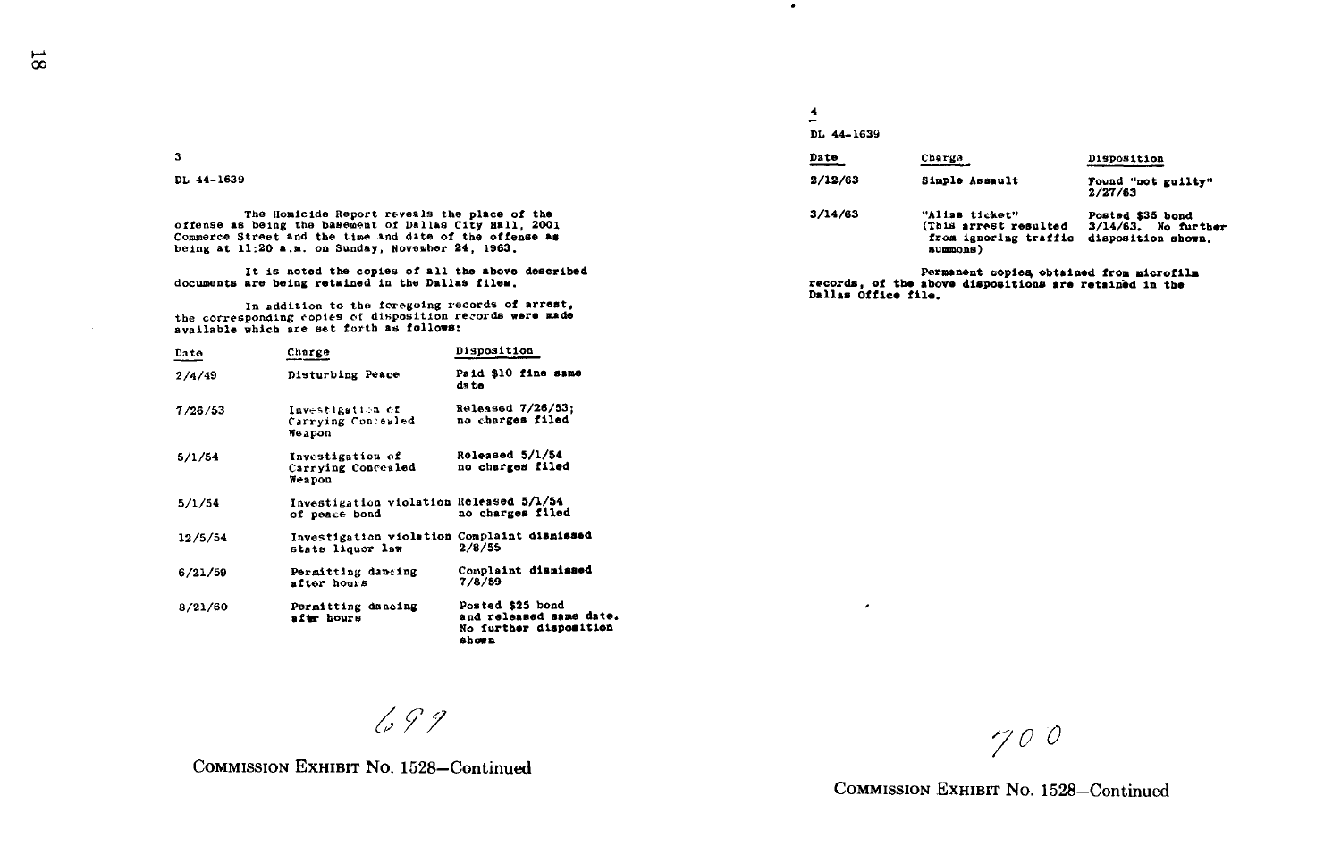3

DL 44-1639

The Homicide Report reveals the place of the offense as being the basement of Dallas City Hall, 2001 Commerce Street and the time and date of the offense as being at 11:20 a.m. on Sunday, November 24, 1963.

It is noted the copies of all the above described documents are being retained in the Dallas files.

In addition to the foregoing records of arrest, the corresponding copies of disposition records were made available which are set forth as follows:

| Date | Charge | Disposition |
|---|---|---|
| 2/4/49 | Disturbing Peace | Paid $10 fine same date |
| 7/26/53 | Investigation of Carrying Concealed Weapon | Released 7/26/53; no charges filed |
| 5/1/54 | Investigation of Carrying Concealed Weapon | Released 5/1/54 no charges filed |
| 5/1/54 | Investigation violation of peace bond | Released 5/1/54 no charges filed |
| 12/5/54 | Investigation violation state liquor law | Complaint dismissed 2/8/55 |
| 6/21/59 | Permitting dancing after hours | Complaint dismissed 7/8/59 |
| 8/21/60 | Permitting dancing aftr hours | Posted $25 bond and released same date. No further disposition shown |

699

COMMISSION EXHIBIT No. 1528—Continued

4

DL 44-1639

| Date | Charge | Disposition |
|---|---|---|
| 2/12/63 | Simple Assault | Found "not guilty" 2/27/63 |
| 3/14/63 | "Alias ticket" (This arrest resulted from ignoring traffic summons) | Posted $35 bond 3/14/63. No further disposition shown. |

Permanent copies obtained from microfilm records, of the above dispositions are retained in the Dallas Office file.

700

COMMISSION EXHIBIT No. 1528—Continued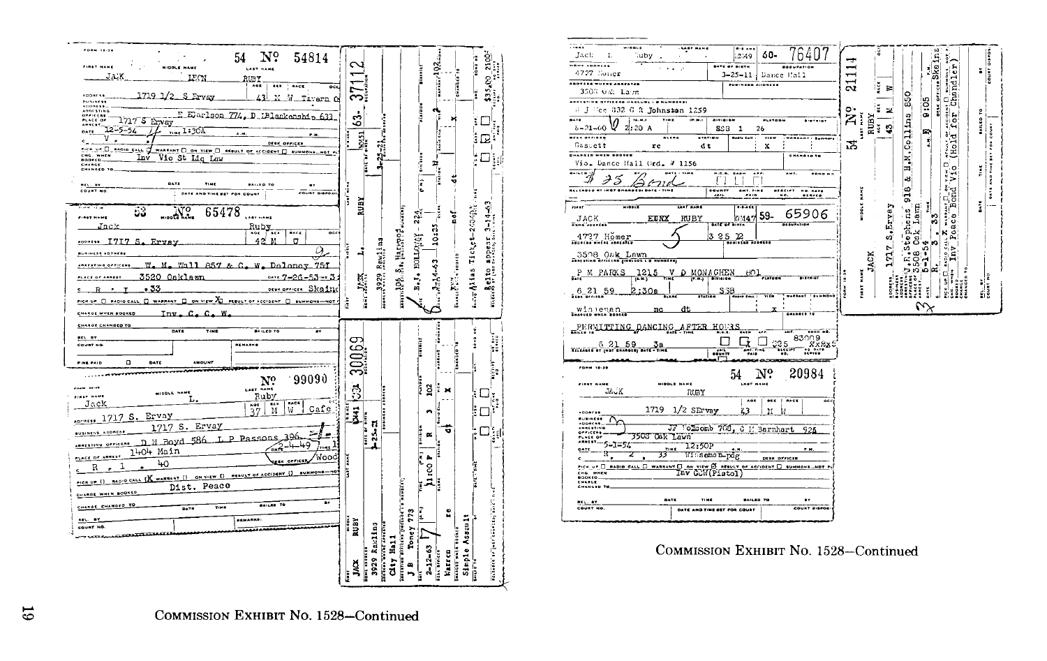**Card No. 54814 (Form 15-34)**

FIRST NAME: JACK  MIDDLE NAME: LEON  LAST NAME: RUBY
AGE: 43  SEX: M  RACE: W  OCC.: Tavern O
ADDRESS: 1719 1/2 S Ervay
BUSINESS ADDRESS:
ARRESTING OFFICERS: E Carlson 774, D LBlankenship 633
PLACE OF ARREST: 1717 S Ervay
DATE: 12-5-54  TIME: 1:30A
C. V
PICK UP ☐ RADIO CALL ☑ WARRANT ☐ ON VIEW ☐ RESULT OF ACCIDENT ☐ SUMMONS—NOT PL
CHG. WHEN BOOKED: Inv Vio St Liq Law
CHARGE CHANGED TO
REL. BY  DATE  TIME  BAILED TO  BY
COURT NO.  DATE AND TIME SET FOR COURT  COURT DISPO

**Card No. 65478**

53
FIRST NAME: Jack  MIDDLE NAME:  LAST NAME: Ruby
AGE: 42  SEX: M  RACE: W  OCC.
ADDRESS: 1717 S. Ervay
BUSINESS ADDRESS:
ARRESTING OFFICERS: W. M. Wall 857 & C. W. Deloney 751
PLACE OF ARREST: 3520 Oaklawn  DATE: 7-26-53  TIME: 3
C. R. I. 33  DESK OFFICER: Skaine
PICK UP ☐ RADIO CALL ☐ WARRANT ☐ ON VIEW ☒ RESULT OF ACCIDENT ☐ SUMMONS—NOT
CHARGE WHEN BOOKED: Inv. C. C. W.
CHARGE CHANGED TO
REL. BY  DATE  TIME  BAILED TO  BY
COURT NO.  REMARKS
FINE PAID ☐ DATE  AMOUNT

**Card No. 99090**

FIRST NAME: Jack  MIDDLE NAME: L.  LAST NAME: Ruby
AGE: 37  SEX: M  RACE: W  Cafe
ADDRESS: 1717 S. Ervay
BUSINESS ADDRESS: 1717 S. Ervay
ARRESTING OFFICERS: D H Boyd 586  L P Passons 396
PLACE OF ARREST: 1404 Main  DATE: 2-4-49  TIME: 1
C. R. I. 40  DESK OFFICER: Wood
PICK UP ☐ RADIO CALL ☒ WARRANT ☐ ON VIEW ☐ RESULT OF ACCIDENT ☐ SUMMONS—NO
CHARGE WHEN BOOKED: Dist. Peace
CHARGE CHANGED TO  DATE  TIME  BAILED TO  BY
REL. BY  REMARKS
COURT NO.

**Card 63-37112**

FIRST: JACK  MIDDLE: L.  LAST NAME: RUBY
HOME ADDRESS: 3929 Rawlins
ADDRESS WHERE ARRESTED: 106 S. Harwood
ARRESTING OFFICERS: B.J. HOLLOWAY - 224
DATE: 3-14-63  TIME: 10:25
R/S/A: WM51  DATE OF BIRTH: 3-25-11
DISTRICT: 102  WARRANT: 2  VIEW: x
STATION: dt  CLERK: ncf
CHARGED WHEN BOOKED: Alias Ticket-2-0061
BAILED TO: Relto appear 3-14-63
BOND NO.: $35.00 21004

**Card 63-30069**

FIRST: JACK  MIDDLE: RUBY
HOME ADDRESS: 3929 Rawlins
ADDRESS WHERE ARRESTED: City Hall
ARRESTING OFFICERS: J B Toney 773
DATE: 2-12-63  TIME: 11:00 P
R/S/A: WM41  DATE OF BIRTH: 3-25-21
DISTRICT: 102  VIEW: X
STATION: dt  CLERK: re
DESK OFFICER: Warren
CHARGED WHEN BOOKED: Simple Assault

Commission Exhibit No. 1528—Continued

**Card 60-76407**

FIRST: Jack  MIDDLE: L  LAST NAME: Ruby
R/S/AGE: WM49
HOME ADDRESS: 4727 Homer  DATE OF BIRTH: 3-25-11  OCCUPATION: Dance Hall
ADDRESS WHERE ARRESTED: 3508 Oak Lawn
ARRESTING OFFICERS: J Rice 832 G R Johnston 1259
DATE: 6-21-60  TIME: 2:20 A  DIVISION: SSB  PLATOON: 1  26
DESK OFFICER: Gassett  CLERK: rc  STATION: dt  VIEW: X
CHARGED WHEN BOOKED: Vio. Dance Hall Ord. # 1156
BAILED TO: $25 Bond

**Card 59-65906**

FIRST: JACK  MIDDLE: EUBY  LAST NAME: RUBY
R/S/AGE: WM47
HOME ADDRESS: 4727 Homer  DATE OF BIRTH: 3 25 12
ADDRESS WHERE ARRESTED: 3508 Oak Lawn
ARRESTING OFFICERS: P M PARKS 1215  V D MONAGHEN 801
DATE: 6 21 59  TIME: 2:30a  DIVISION: SSB
DESK OFFICER: wiseman  CLERK: mc  STATION: dt  VIEW: x
CHARGED WHEN BOOKED: PERMITTING DANCING AFTER HOURS
BAILED TO: 6 21 59  3a  $25  BOND NO.: 83009

**Card No. 20984**

54
FIRST NAME: JACK  MIDDLE NAME:  LAST NAME: RUBY
AGE: 43  SEX: M  RACE: W
ADDRESS: 1719 1/2 SErvay
ARRESTING OFFICERS: JF Moscomb 709, G M Barnhart 924
PLACE OF ARREST: 3508 Oak Lawn
DATE: 5-1-54  TIME: 12:50P
C. R. 2. 33  DESK OFFICER: Wiseman-pdg
PICK UP ☐ RADIO CALL ☐ WARRANT ☐ ON VIEW ☒ RESULT OF ACCIDENT ☐ SUMMONS...NOT PL
CHG. WHEN BOOKED: Inv CCW(Pistol)
REL. BY  DATE  TIME  BAILED TO  BY
COURT NO.  DATE AND TIME SET FOR COURT  COURT DISPO

**Card No. 21114**

54
FIRST NAME: JACK  LAST NAME: RUBY
AGE: 43  SEX: M  RACE: W
ADDRESS: 1717 S.Ervay
ARRESTING OFFICERS: J.R.Stephens 918 & H.M.Collins 850
PLACE OF ARREST: 3508 Oak Lawn
DATE: 5-1-54  TIME: 9:05 P.M.
C. R. 3. 33  DESK OFFICER: Skains
PICK UP ☐ RADIO CALL ☒ WARRANT ☐ ON VIEW ☐ RESULT OF ACCIDENT ☐ SUMMONS...NOT
CHG. WHEN BOOKED: Inv Peace Bond Vio (Hold for Chandler)

Commission Exhibit No. 1528—Continued